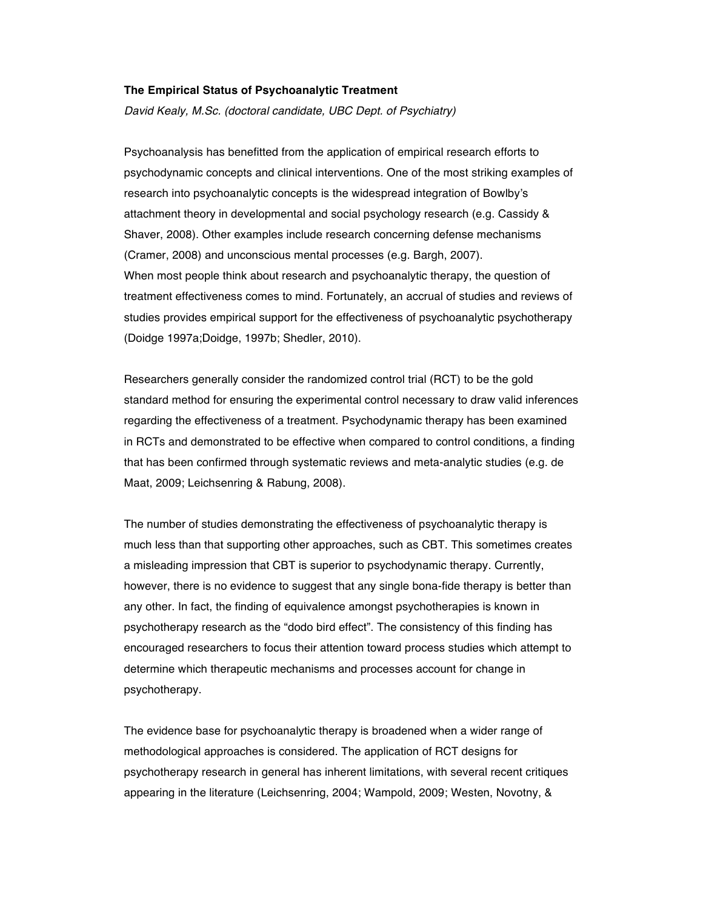**The Empirical Status of Psychoanalytic Treatment**

*David Kealy, M.Sc. (doctoral candidate, UBC Dept. of Psychiatry)*

Psychoanalysis has benefitted from the application of empirical research efforts to psychodynamic concepts and clinical interventions. One of the most striking examples of research into psychoanalytic concepts is the widespread integration of Bowlby's attachment theory in developmental and social psychology research (e.g. Cassidy & Shaver, 2008). Other examples include research concerning defense mechanisms (Cramer, 2008) and unconscious mental processes (e.g. Bargh, 2007).
When most people think about research and psychoanalytic therapy, the question of treatment effectiveness comes to mind. Fortunately, an accrual of studies and reviews of studies provides empirical support for the effectiveness of psychoanalytic psychotherapy (Doidge 1997a;Doidge, 1997b; Shedler, 2010).

Researchers generally consider the randomized control trial (RCT) to be the gold standard method for ensuring the experimental control necessary to draw valid inferences regarding the effectiveness of a treatment. Psychodynamic therapy has been examined in RCTs and demonstrated to be effective when compared to control conditions, a finding that has been confirmed through systematic reviews and meta-analytic studies (e.g. de Maat, 2009; Leichsenring & Rabung, 2008).

The number of studies demonstrating the effectiveness of psychoanalytic therapy is much less than that supporting other approaches, such as CBT. This sometimes creates a misleading impression that CBT is superior to psychodynamic therapy. Currently, however, there is no evidence to suggest that any single bona-fide therapy is better than any other. In fact, the finding of equivalence amongst psychotherapies is known in psychotherapy research as the "dodo bird effect". The consistency of this finding has encouraged researchers to focus their attention toward process studies which attempt to determine which therapeutic mechanisms and processes account for change in psychotherapy.

The evidence base for psychoanalytic therapy is broadened when a wider range of methodological approaches is considered. The application of RCT designs for psychotherapy research in general has inherent limitations, with several recent critiques appearing in the literature (Leichsenring, 2004; Wampold, 2009; Westen, Novotny, &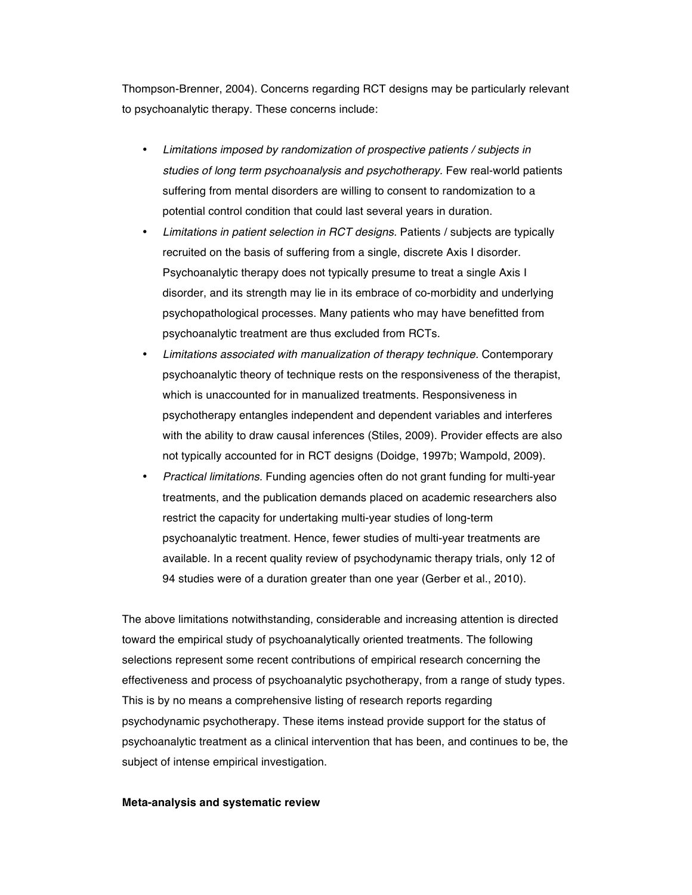Thompson-Brenner, 2004). Concerns regarding RCT designs may be particularly relevant to psychoanalytic therapy. These concerns include:

- *Limitations imposed by randomization of prospective patients / subjects in studies of long term psychoanalysis and psychotherapy.* Few real-world patients suffering from mental disorders are willing to consent to randomization to a potential control condition that could last several years in duration.
- *Limitations in patient selection in RCT designs.* Patients / subjects are typically recruited on the basis of suffering from a single, discrete Axis I disorder. Psychoanalytic therapy does not typically presume to treat a single Axis I disorder, and its strength may lie in its embrace of co-morbidity and underlying psychopathological processes. Many patients who may have benefitted from psychoanalytic treatment are thus excluded from RCTs.
- *Limitations associated with manualization of therapy technique.* Contemporary psychoanalytic theory of technique rests on the responsiveness of the therapist, which is unaccounted for in manualized treatments. Responsiveness in psychotherapy entangles independent and dependent variables and interferes with the ability to draw causal inferences (Stiles, 2009). Provider effects are also not typically accounted for in RCT designs (Doidge, 1997b; Wampold, 2009).
- *Practical limitations.* Funding agencies often do not grant funding for multi-year treatments, and the publication demands placed on academic researchers also restrict the capacity for undertaking multi-year studies of long-term psychoanalytic treatment. Hence, fewer studies of multi-year treatments are available. In a recent quality review of psychodynamic therapy trials, only 12 of 94 studies were of a duration greater than one year (Gerber et al., 2010).

The above limitations notwithstanding, considerable and increasing attention is directed toward the empirical study of psychoanalytically oriented treatments. The following selections represent some recent contributions of empirical research concerning the effectiveness and process of psychoanalytic psychotherapy, from a range of study types. This is by no means a comprehensive listing of research reports regarding psychodynamic psychotherapy. These items instead provide support for the status of psychoanalytic treatment as a clinical intervention that has been, and continues to be, the subject of intense empirical investigation.

**Meta-analysis and systematic review**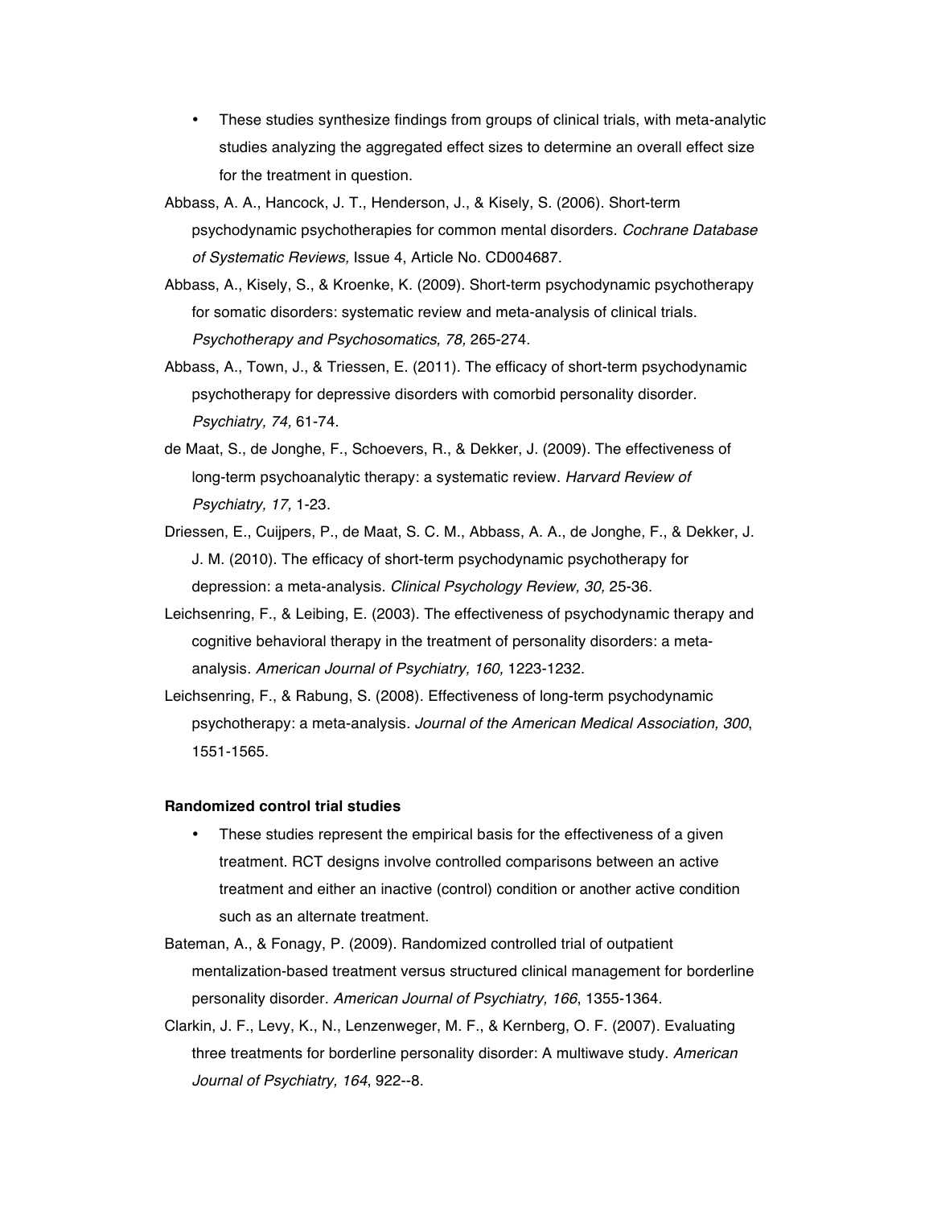- These studies synthesize findings from groups of clinical trials, with meta-analytic studies analyzing the aggregated effect sizes to determine an overall effect size for the treatment in question.

Abbass, A. A., Hancock, J. T., Henderson, J., & Kisely, S. (2006). Short-term psychodynamic psychotherapies for common mental disorders. *Cochrane Database of Systematic Reviews,* Issue 4, Article No. CD004687.

Abbass, A., Kisely, S., & Kroenke, K. (2009). Short-term psychodynamic psychotherapy for somatic disorders: systematic review and meta-analysis of clinical trials. *Psychotherapy and Psychosomatics, 78,* 265-274.

Abbass, A., Town, J., & Triessen, E. (2011). The efficacy of short-term psychodynamic psychotherapy for depressive disorders with comorbid personality disorder. *Psychiatry, 74,* 61-74.

de Maat, S., de Jonghe, F., Schoevers, R., & Dekker, J. (2009). The effectiveness of long-term psychoanalytic therapy: a systematic review. *Harvard Review of Psychiatry, 17,* 1-23.

Driessen, E., Cuijpers, P., de Maat, S. C. M., Abbass, A. A., de Jonghe, F., & Dekker, J. J. M. (2010). The efficacy of short-term psychodynamic psychotherapy for depression: a meta-analysis. *Clinical Psychology Review, 30,* 25-36.

Leichsenring, F., & Leibing, E. (2003). The effectiveness of psychodynamic therapy and cognitive behavioral therapy in the treatment of personality disorders: a meta-analysis. *American Journal of Psychiatry, 160,* 1223-1232.

Leichsenring, F., & Rabung, S. (2008). Effectiveness of long-term psychodynamic psychotherapy: a meta-analysis. *Journal of the American Medical Association, 300*, 1551-1565.

**Randomized control trial studies**

- These studies represent the empirical basis for the effectiveness of a given treatment. RCT designs involve controlled comparisons between an active treatment and either an inactive (control) condition or another active condition such as an alternate treatment.

Bateman, A., & Fonagy, P. (2009). Randomized controlled trial of outpatient mentalization-based treatment versus structured clinical management for borderline personality disorder. *American Journal of Psychiatry, 166*, 1355-1364.

Clarkin, J. F., Levy, K., N., Lenzenweger, M. F., & Kernberg, O. F. (2007). Evaluating three treatments for borderline personality disorder: A multiwave study. *American Journal of Psychiatry, 164*, 922--8.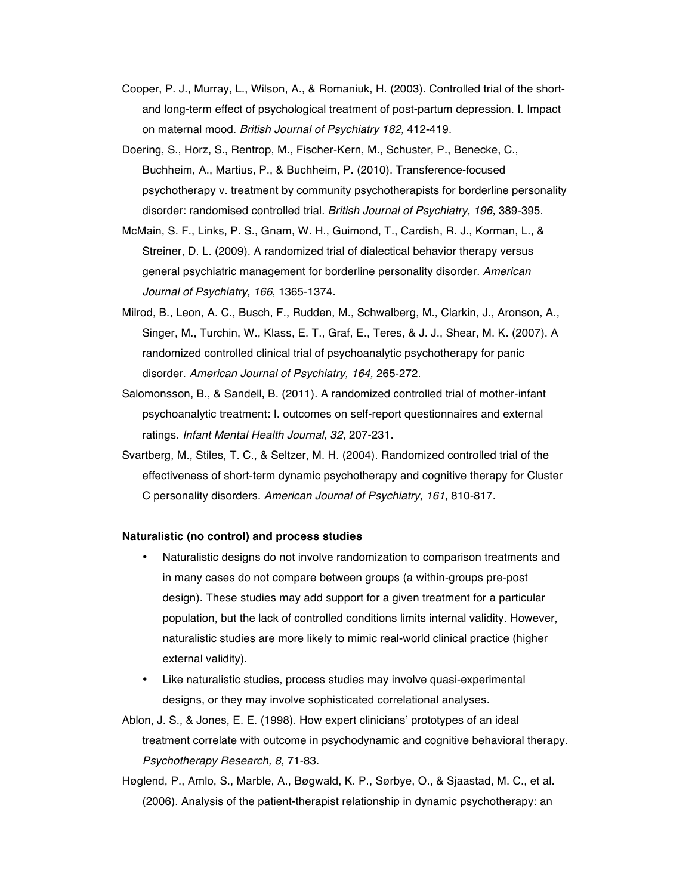Cooper, P. J., Murray, L., Wilson, A., & Romaniuk, H. (2003). Controlled trial of the short- and long-term effect of psychological treatment of post-partum depression. I. Impact on maternal mood. *British Journal of Psychiatry 182,* 412-419.

Doering, S., Horz, S., Rentrop, M., Fischer-Kern, M., Schuster, P., Benecke, C., Buchheim, A., Martius, P., & Buchheim, P. (2010). Transference-focused psychotherapy v. treatment by community psychotherapists for borderline personality disorder: randomised controlled trial. *British Journal of Psychiatry, 196*, 389-395.

McMain, S. F., Links, P. S., Gnam, W. H., Guimond, T., Cardish, R. J., Korman, L., & Streiner, D. L. (2009). A randomized trial of dialectical behavior therapy versus general psychiatric management for borderline personality disorder. *American Journal of Psychiatry, 166*, 1365-1374.

Milrod, B., Leon, A. C., Busch, F., Rudden, M., Schwalberg, M., Clarkin, J., Aronson, A., Singer, M., Turchin, W., Klass, E. T., Graf, E., Teres, & J. J., Shear, M. K. (2007). A randomized controlled clinical trial of psychoanalytic psychotherapy for panic disorder. *American Journal of Psychiatry, 164,* 265-272.

Salomonsson, B., & Sandell, B. (2011). A randomized controlled trial of mother-infant psychoanalytic treatment: I. outcomes on self-report questionnaires and external ratings. *Infant Mental Health Journal, 32*, 207-231.

Svartberg, M., Stiles, T. C., & Seltzer, M. H. (2004). Randomized controlled trial of the effectiveness of short-term dynamic psychotherapy and cognitive therapy for Cluster C personality disorders. *American Journal of Psychiatry, 161,* 810-817.

**Naturalistic (no control) and process studies**

- Naturalistic designs do not involve randomization to comparison treatments and in many cases do not compare between groups (a within-groups pre-post design). These studies may add support for a given treatment for a particular population, but the lack of controlled conditions limits internal validity. However, naturalistic studies are more likely to mimic real-world clinical practice (higher external validity).
- Like naturalistic studies, process studies may involve quasi-experimental designs, or they may involve sophisticated correlational analyses.

Ablon, J. S., & Jones, E. E. (1998). How expert clinicians' prototypes of an ideal treatment correlate with outcome in psychodynamic and cognitive behavioral therapy. *Psychotherapy Research, 8*, 71-83.

Høglend, P., Amlo, S., Marble, A., Bøgwald, K. P., Sørbye, O., & Sjaastad, M. C., et al. (2006). Analysis of the patient-therapist relationship in dynamic psychotherapy: an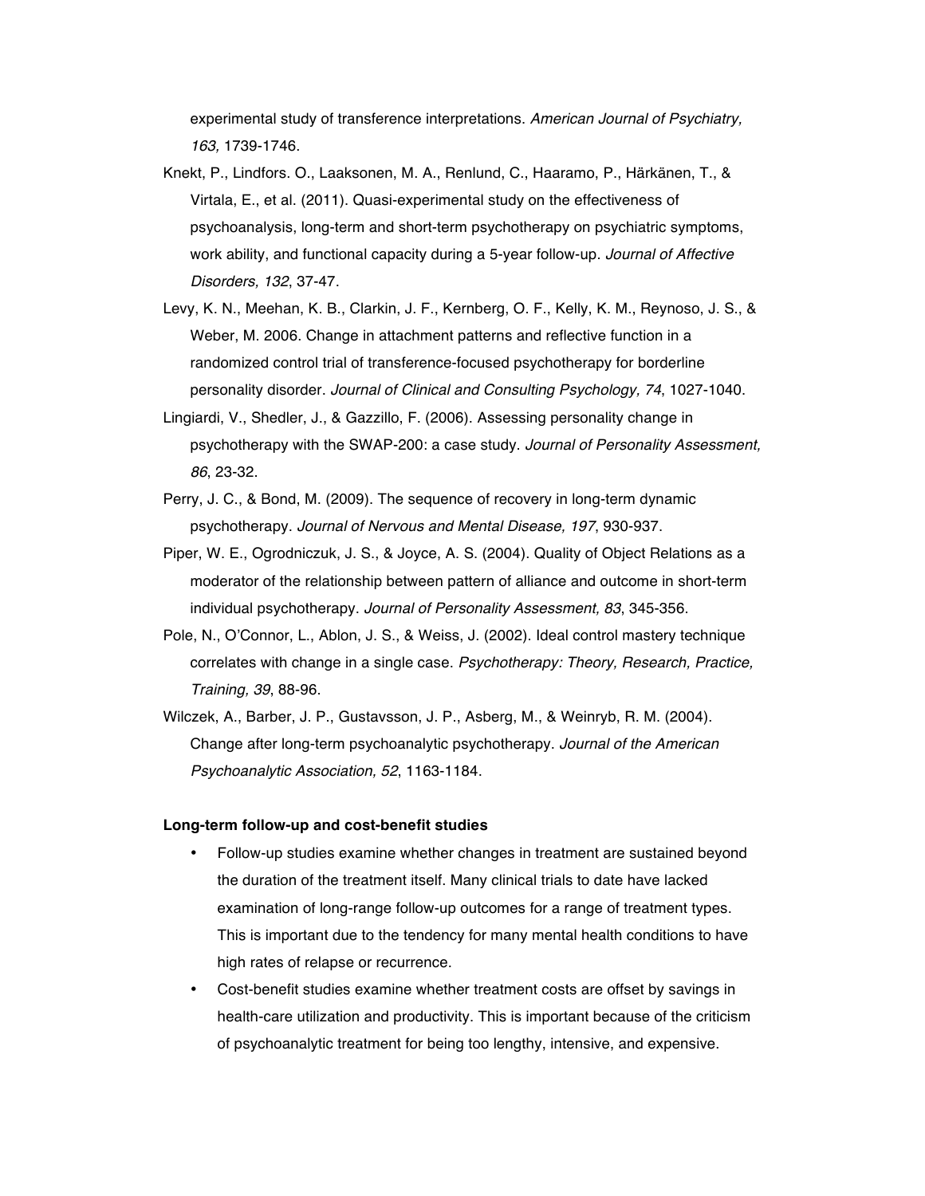experimental study of transference interpretations. *American Journal of Psychiatry, 163,* 1739-1746.

Knekt, P., Lindfors. O., Laaksonen, M. A., Renlund, C., Haaramo, P., Härkänen, T., & Virtala, E., et al. (2011). Quasi-experimental study on the effectiveness of psychoanalysis, long-term and short-term psychotherapy on psychiatric symptoms, work ability, and functional capacity during a 5-year follow-up. *Journal of Affective Disorders, 132*, 37-47.

Levy, K. N., Meehan, K. B., Clarkin, J. F., Kernberg, O. F., Kelly, K. M., Reynoso, J. S., & Weber, M. 2006. Change in attachment patterns and reflective function in a randomized control trial of transference-focused psychotherapy for borderline personality disorder. *Journal of Clinical and Consulting Psychology, 74*, 1027-1040.

Lingiardi, V., Shedler, J., & Gazzillo, F. (2006). Assessing personality change in psychotherapy with the SWAP-200: a case study. *Journal of Personality Assessment, 86*, 23-32.

Perry, J. C., & Bond, M. (2009). The sequence of recovery in long-term dynamic psychotherapy. *Journal of Nervous and Mental Disease, 197*, 930-937.

Piper, W. E., Ogrodniczuk, J. S., & Joyce, A. S. (2004). Quality of Object Relations as a moderator of the relationship between pattern of alliance and outcome in short-term individual psychotherapy. *Journal of Personality Assessment, 83*, 345-356.

Pole, N., O'Connor, L., Ablon, J. S., & Weiss, J. (2002). Ideal control mastery technique correlates with change in a single case. *Psychotherapy: Theory, Research, Practice, Training, 39*, 88-96.

Wilczek, A., Barber, J. P., Gustavsson, J. P., Asberg, M., & Weinryb, R. M. (2004). Change after long-term psychoanalytic psychotherapy. *Journal of the American Psychoanalytic Association, 52*, 1163-1184.

**Long-term follow-up and cost-benefit studies**

- Follow-up studies examine whether changes in treatment are sustained beyond the duration of the treatment itself. Many clinical trials to date have lacked examination of long-range follow-up outcomes for a range of treatment types. This is important due to the tendency for many mental health conditions to have high rates of relapse or recurrence.
- Cost-benefit studies examine whether treatment costs are offset by savings in health-care utilization and productivity. This is important because of the criticism of psychoanalytic treatment for being too lengthy, intensive, and expensive.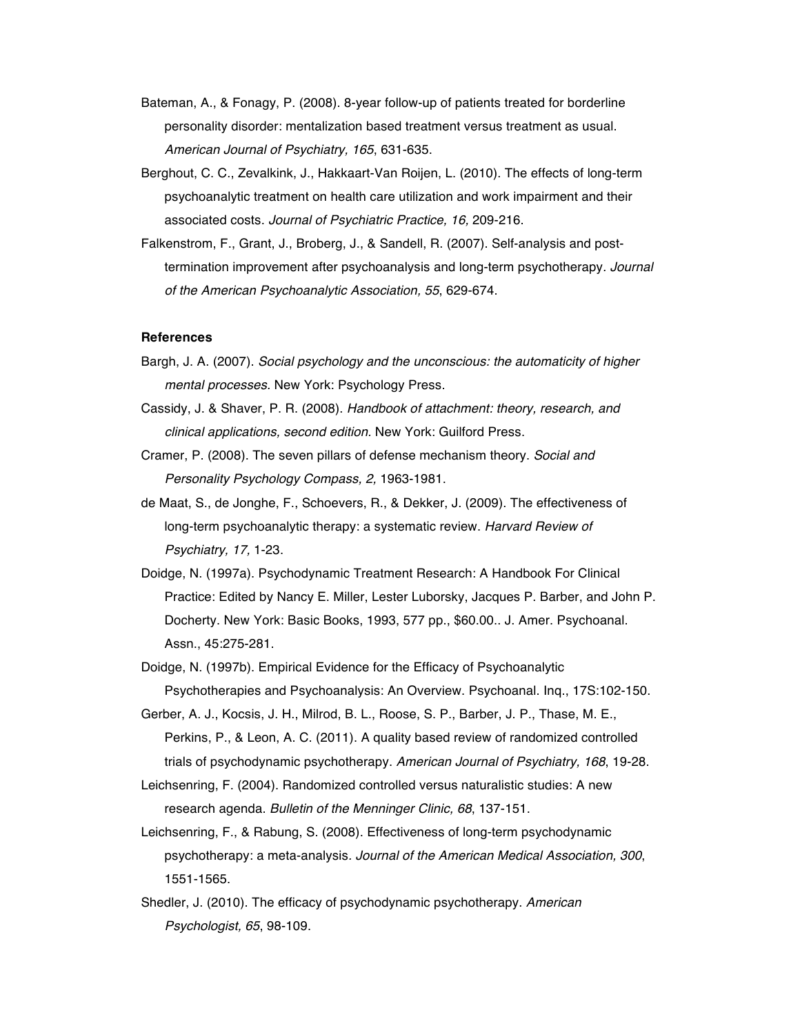Bateman, A., & Fonagy, P. (2008). 8-year follow-up of patients treated for borderline personality disorder: mentalization based treatment versus treatment as usual. *American Journal of Psychiatry, 165*, 631-635.

Berghout, C. C., Zevalkink, J., Hakkaart-Van Roijen, L. (2010). The effects of long-term psychoanalytic treatment on health care utilization and work impairment and their associated costs. *Journal of Psychiatric Practice, 16,* 209-216.

Falkenstrom, F., Grant, J., Broberg, J., & Sandell, R. (2007). Self-analysis and post-termination improvement after psychoanalysis and long-term psychotherapy. *Journal of the American Psychoanalytic Association, 55*, 629-674.

**References**

Bargh, J. A. (2007). *Social psychology and the unconscious: the automaticity of higher mental processes.* New York: Psychology Press.

Cassidy, J. & Shaver, P. R. (2008). *Handbook of attachment: theory, research, and clinical applications, second edition.* New York: Guilford Press.

Cramer, P. (2008). The seven pillars of defense mechanism theory. *Social and Personality Psychology Compass, 2,* 1963-1981.

de Maat, S., de Jonghe, F., Schoevers, R., & Dekker, J. (2009). The effectiveness of long-term psychoanalytic therapy: a systematic review. *Harvard Review of Psychiatry, 17,* 1-23.

Doidge, N. (1997a). Psychodynamic Treatment Research: A Handbook For Clinical Practice: Edited by Nancy E. Miller, Lester Luborsky, Jacques P. Barber, and John P. Docherty. New York: Basic Books, 1993, 577 pp., $60.00.. J. Amer. Psychoanal. Assn., 45:275-281.

Doidge, N. (1997b). Empirical Evidence for the Efficacy of Psychoanalytic Psychotherapies and Psychoanalysis: An Overview. Psychoanal. Inq., 17S:102-150.

Gerber, A. J., Kocsis, J. H., Milrod, B. L., Roose, S. P., Barber, J. P., Thase, M. E., Perkins, P., & Leon, A. C. (2011). A quality based review of randomized controlled trials of psychodynamic psychotherapy. *American Journal of Psychiatry, 168*, 19-28.

Leichsenring, F. (2004). Randomized controlled versus naturalistic studies: A new research agenda. *Bulletin of the Menninger Clinic, 68*, 137-151.

Leichsenring, F., & Rabung, S. (2008). Effectiveness of long-term psychodynamic psychotherapy: a meta-analysis. *Journal of the American Medical Association, 300*, 1551-1565.

Shedler, J. (2010). The efficacy of psychodynamic psychotherapy. *American Psychologist, 65*, 98-109.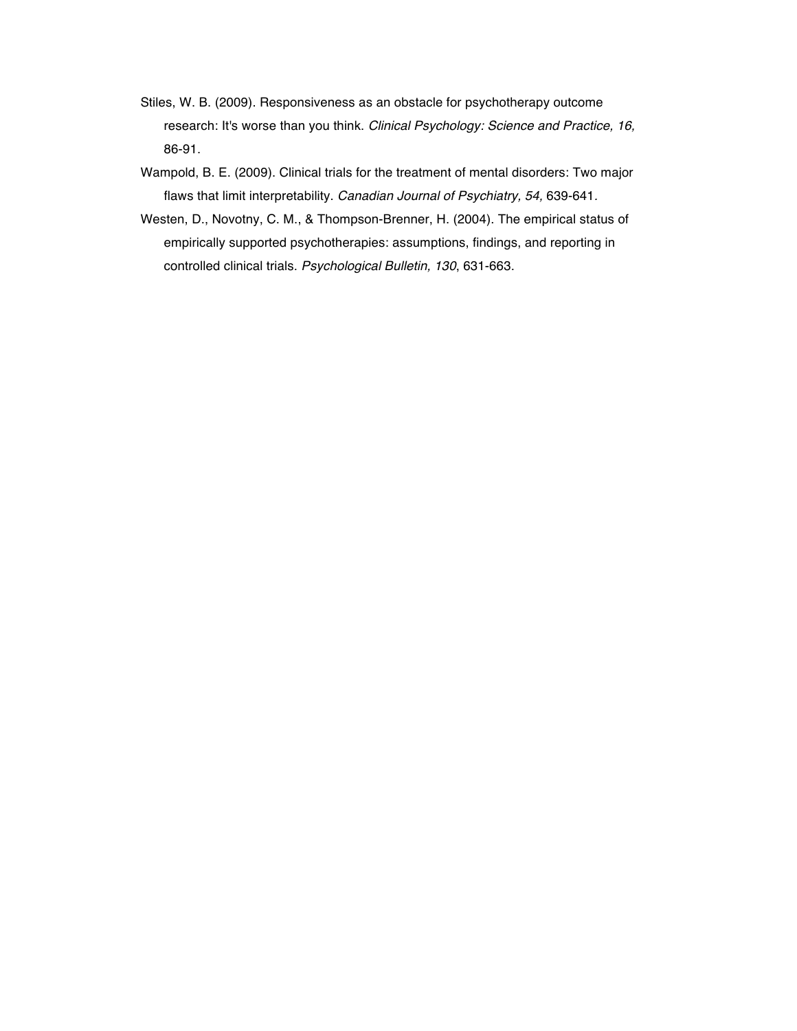Stiles, W. B. (2009). Responsiveness as an obstacle for psychotherapy outcome research: It's worse than you think. *Clinical Psychology: Science and Practice, 16,* 86-91.

Wampold, B. E. (2009). Clinical trials for the treatment of mental disorders: Two major flaws that limit interpretability. *Canadian Journal of Psychiatry, 54,* 639-641.

Westen, D., Novotny, C. M., & Thompson-Brenner, H. (2004). The empirical status of empirically supported psychotherapies: assumptions, findings, and reporting in controlled clinical trials. *Psychological Bulletin, 130*, 631-663.